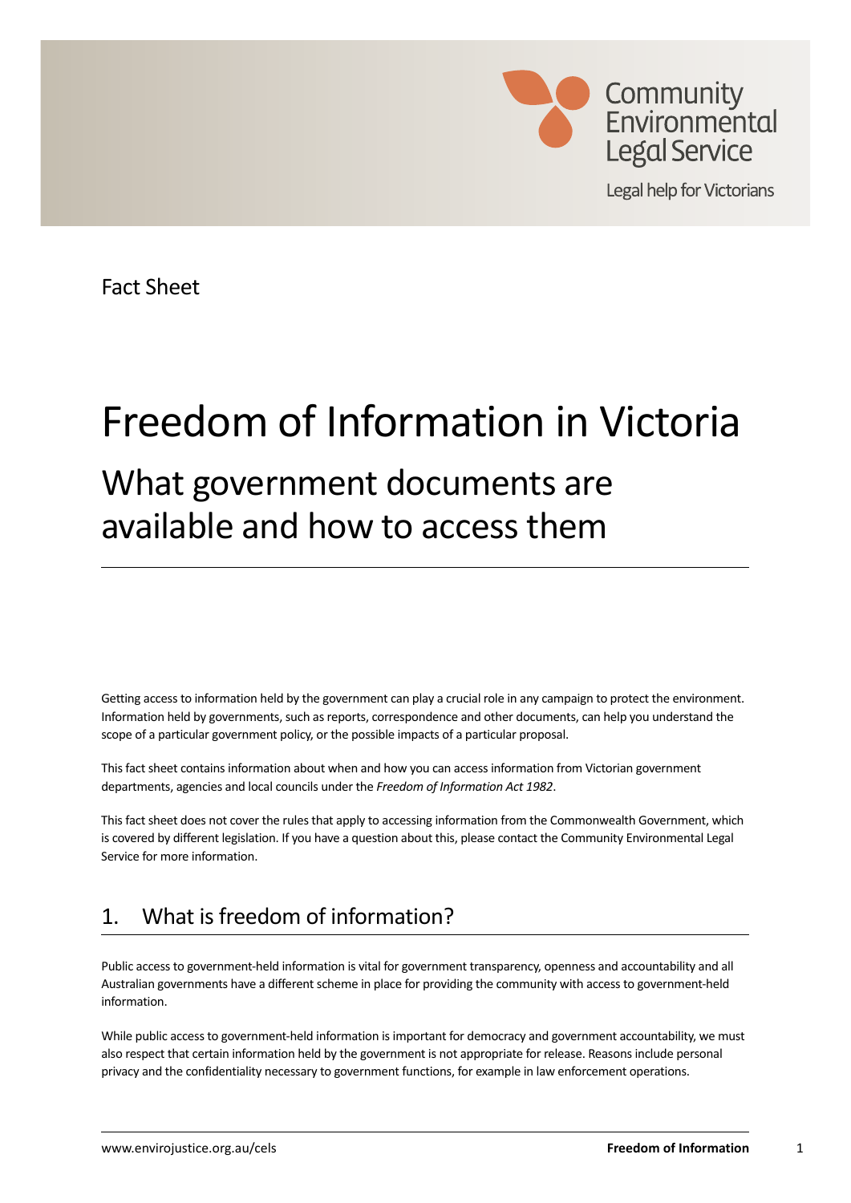Community Environmental Legal Service

Legal help for Victorians

Fact Sheet

# Freedom of Information in Victoria

## What government documents are available and how to access them

Getting access to information held by the government can play a crucial role in any campaign to protect the environment. Information held by governments, such as reports, correspondence and other documents, can help you understand the scope of a particular government policy, or the possible impacts of a particular proposal.

This fact sheet contains information about when and how you can access information from Victorian government departments, agencies and local councils under the *Freedom of Information Act 1982*.

This fact sheet does not cover the rules that apply to accessing information from the Commonwealth Government, which is covered by different legislation. If you have a question about this, please contact the Community Environmental Legal Service for more information.

## 1. What is freedom of information?

Public access to government-held information is vital for government transparency, openness and accountability and all Australian governments have a different scheme in place for providing the community with access to government-held information.

While public access to government-held information is important for democracy and government accountability, we must also respect that certain information held by the government is not appropriate for release. Reasons include personal privacy and the confidentiality necessary to government functions, for example in law enforcement operations.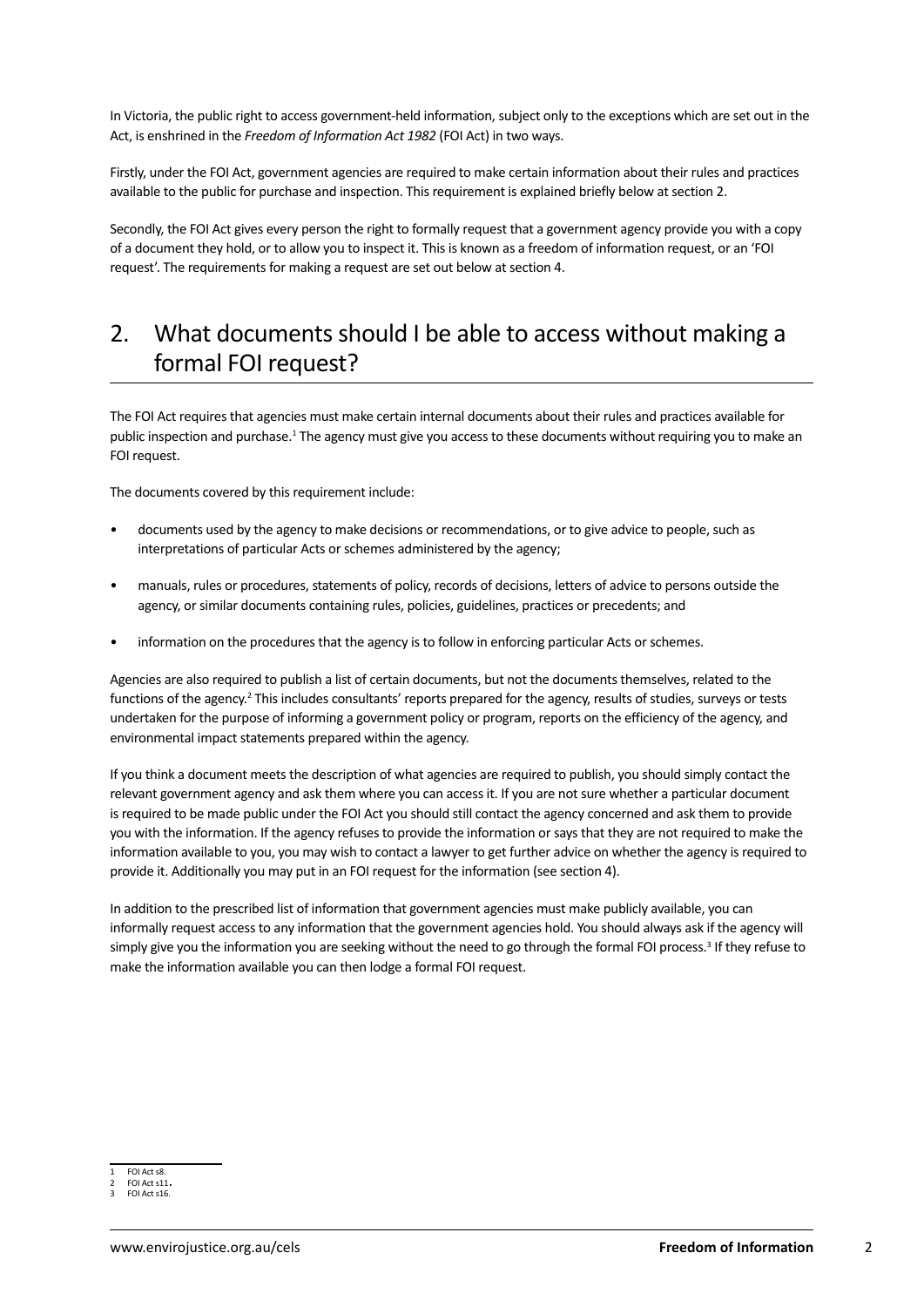In Victoria, the public right to access government-held information, subject only to the exceptions which are set out in the Act, is enshrined in the *Freedom of Information Act 1982* (FOI Act) in two ways.

Firstly, under the FOI Act, government agencies are required to make certain information about their rules and practices available to the public for purchase and inspection. This requirement is explained briefly below at section 2.

Secondly, the FOI Act gives every person the right to formally request that a government agency provide you with a copy of a document they hold, or to allow you to inspect it. This is known as a freedom of information request, or an 'FOI request'. The requirements for making a request are set out below at section 4.

## 2. What documents should I be able to access without making a formal FOI request?

The FOI Act requires that agencies must make certain internal documents about their rules and practices available for public inspection and purchase.[1] The agency must give you access to these documents without requiring you to make an FOI request.

The documents covered by this requirement include:

- documents used by the agency to make decisions or recommendations, or to give advice to people, such as interpretations of particular Acts or schemes administered by the agency;
- manuals, rules or procedures, statements of policy, records of decisions, letters of advice to persons outside the agency, or similar documents containing rules, policies, guidelines, practices or precedents; and
- information on the procedures that the agency is to follow in enforcing particular Acts or schemes.

Agencies are also required to publish a list of certain documents, but not the documents themselves, related to the functions of the agency.[2] This includes consultants' reports prepared for the agency, results of studies, surveys or tests undertaken for the purpose of informing a government policy or program, reports on the efficiency of the agency, and environmental impact statements prepared within the agency.

If you think a document meets the description of what agencies are required to publish, you should simply contact the relevant government agency and ask them where you can access it. If you are not sure whether a particular document is required to be made public under the FOI Act you should still contact the agency concerned and ask them to provide you with the information. If the agency refuses to provide the information or says that they are not required to make the information available to you, you may wish to contact a lawyer to get further advice on whether the agency is required to provide it. Additionally you may put in an FOI request for the information (see section 4).

In addition to the prescribed list of information that government agencies must make publicly available, you can informally request access to any information that the government agencies hold. You should always ask if the agency will simply give you the information you are seeking without the need to go through the formal FOI process.[3] If they refuse to make the information available you can then lodge a formal FOI request.

---

1 FOI Act s8.
2 FOI Act s11.
3 FOI Act s16.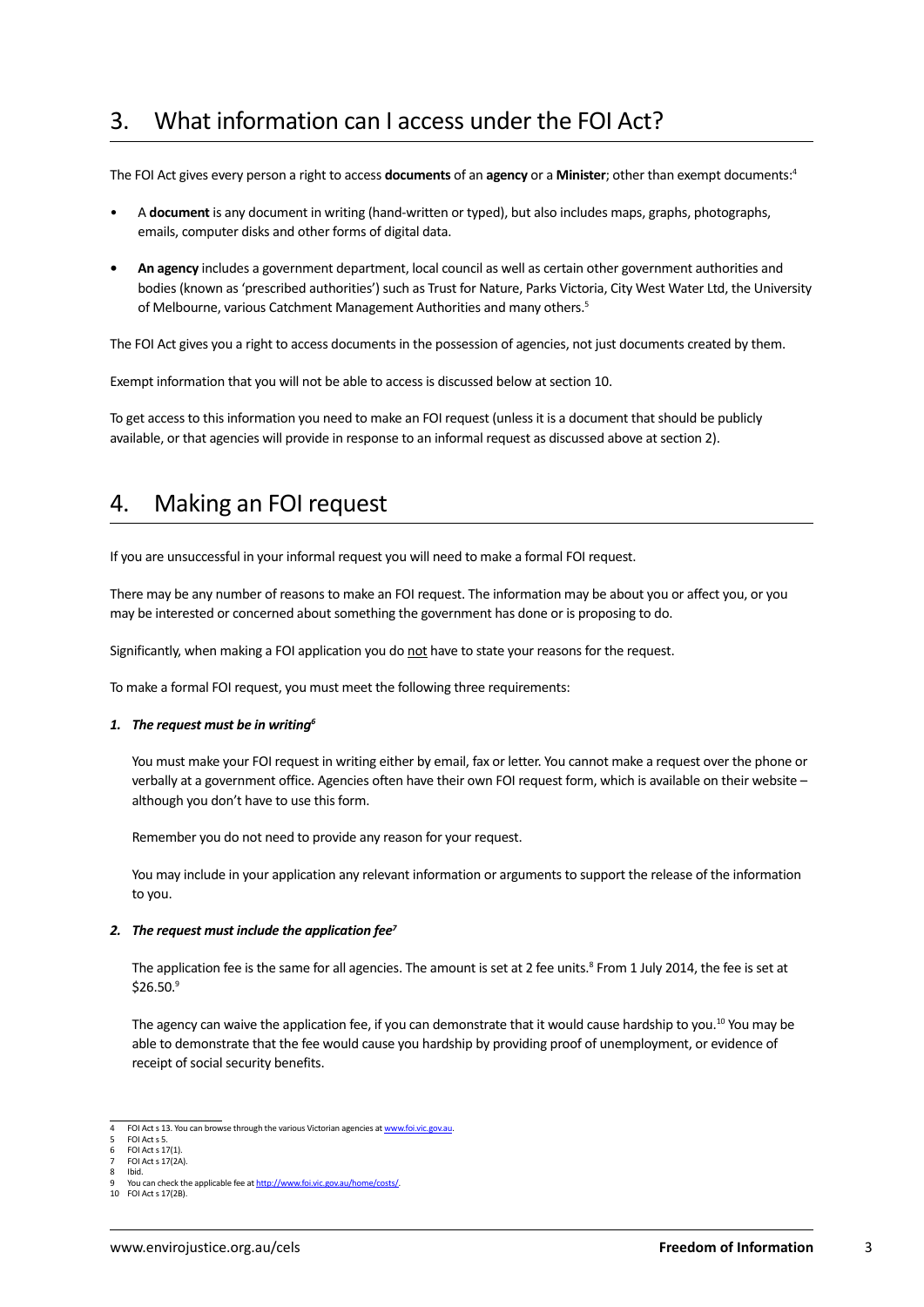## 3. What information can I access under the FOI Act?

The FOI Act gives every person a right to access **documents** of an **agency** or a **Minister**; other than exempt documents:[4]

- A **document** is any document in writing (hand-written or typed), but also includes maps, graphs, photographs, emails, computer disks and other forms of digital data.
- **An agency** includes a government department, local council as well as certain other government authorities and bodies (known as 'prescribed authorities') such as Trust for Nature, Parks Victoria, City West Water Ltd, the University of Melbourne, various Catchment Management Authorities and many others.[5]

The FOI Act gives you a right to access documents in the possession of agencies, not just documents created by them.

Exempt information that you will not be able to access is discussed below at section 10.

To get access to this information you need to make an FOI request (unless it is a document that should be publicly available, or that agencies will provide in response to an informal request as discussed above at section 2).

## 4. Making an FOI request

If you are unsuccessful in your informal request you will need to make a formal FOI request.

There may be any number of reasons to make an FOI request. The information may be about you or affect you, or you may be interested or concerned about something the government has done or is proposing to do.

Significantly, when making a FOI application you do not have to state your reasons for the request.

To make a formal FOI request, you must meet the following three requirements:

***1. The request must be in writing***[6]

You must make your FOI request in writing either by email, fax or letter. You cannot make a request over the phone or verbally at a government office. Agencies often have their own FOI request form, which is available on their website – although you don't have to use this form.

Remember you do not need to provide any reason for your request.

You may include in your application any relevant information or arguments to support the release of the information to you.

***2. The request must include the application fee***[7]

The application fee is the same for all agencies. The amount is set at 2 fee units.[8] From 1 July 2014, the fee is set at $26.50.[9]

The agency can waive the application fee, if you can demonstrate that it would cause hardship to you.[10] You may be able to demonstrate that the fee would cause you hardship by providing proof of unemployment, or evidence of receipt of social security benefits.

---

4 FOI Act s 13. You can browse through the various Victorian agencies at www.foi.vic.gov.au.
5 FOI Act s 5.
6 FOI Act s 17(1).
7 FOI Act s 17(2A).
8 Ibid.
9 You can check the applicable fee at http://www.foi.vic.gov.au/home/costs/.
10 FOI Act s 17(2B).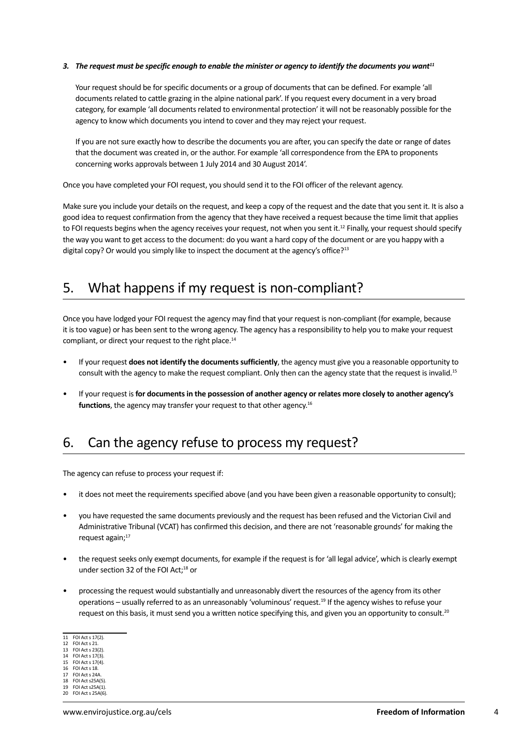***3. The request must be specific enough to enable the minister or agency to identify the documents you want[11]***

Your request should be for specific documents or a group of documents that can be defined. For example 'all documents related to cattle grazing in the alpine national park'. If you request every document in a very broad category, for example 'all documents related to environmental protection' it will not be reasonably possible for the agency to know which documents you intend to cover and they may reject your request.

If you are not sure exactly how to describe the documents you are after, you can specify the date or range of dates that the document was created in, or the author. For example 'all correspondence from the EPA to proponents concerning works approvals between 1 July 2014 and 30 August 2014'.

Once you have completed your FOI request, you should send it to the FOI officer of the relevant agency.

Make sure you include your details on the request, and keep a copy of the request and the date that you sent it. It is also a good idea to request confirmation from the agency that they have received a request because the time limit that applies to FOI requests begins when the agency receives your request, not when you sent it.[12] Finally, your request should specify the way you want to get access to the document: do you want a hard copy of the document or are you happy with a digital copy? Or would you simply like to inspect the document at the agency's office?[13]

## 5. What happens if my request is non-compliant?

Once you have lodged your FOI request the agency may find that your request is non-compliant (for example, because it is too vague) or has been sent to the wrong agency. The agency has a responsibility to help you to make your request compliant, or direct your request to the right place.[14]

- If your request **does not identify the documents sufficiently**, the agency must give you a reasonable opportunity to consult with the agency to make the request compliant. Only then can the agency state that the request is invalid.[15]
- If your request is **for documents in the possession of another agency or relates more closely to another agency's functions**, the agency may transfer your request to that other agency.[16]

## 6. Can the agency refuse to process my request?

The agency can refuse to process your request if:

- it does not meet the requirements specified above (and you have been given a reasonable opportunity to consult);
- you have requested the same documents previously and the request has been refused and the Victorian Civil and Administrative Tribunal (VCAT) has confirmed this decision, and there are not 'reasonable grounds' for making the request again;[17]
- the request seeks only exempt documents, for example if the request is for 'all legal advice', which is clearly exempt under section 32 of the FOI Act;[18] or
- processing the request would substantially and unreasonably divert the resources of the agency from its other operations – usually referred to as an unreasonably 'voluminous' request.[19] If the agency wishes to refuse your request on this basis, it must send you a written notice specifying this, and given you an opportunity to consult.[20]

---

11 FOI Act s 17(2).
12 FOI Act s 21.
13 FOI Act s 23(2).
14 FOI Act s 17(3).
15 FOI Act s 17(4).
16 FOI Act s 18.
17 FOI Act s 24A.
18 FOI Act s25A(5).
19 FOI Act s25A(1).
20 FOI Act s 25A(6).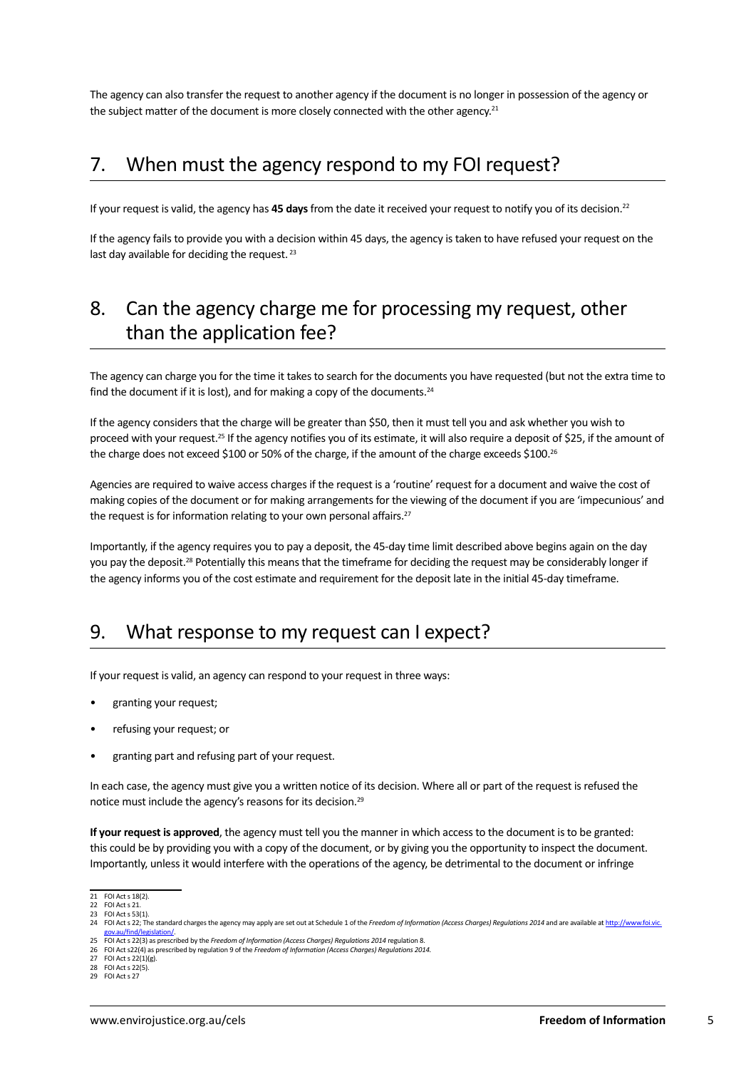The agency can also transfer the request to another agency if the document is no longer in possession of the agency or the subject matter of the document is more closely connected with the other agency.[21]

## 7. When must the agency respond to my FOI request?

If your request is valid, the agency has **45 days** from the date it received your request to notify you of its decision.[22]

If the agency fails to provide you with a decision within 45 days, the agency is taken to have refused your request on the last day available for deciding the request.[23]

## 8. Can the agency charge me for processing my request, other than the application fee?

The agency can charge you for the time it takes to search for the documents you have requested (but not the extra time to find the document if it is lost), and for making a copy of the documents.[24]

If the agency considers that the charge will be greater than $50, then it must tell you and ask whether you wish to proceed with your request.[25] If the agency notifies you of its estimate, it will also require a deposit of $25, if the amount of the charge does not exceed $100 or 50% of the charge, if the amount of the charge exceeds $100.[26]

Agencies are required to waive access charges if the request is a 'routine' request for a document and waive the cost of making copies of the document or for making arrangements for the viewing of the document if you are 'impecunious' and the request is for information relating to your own personal affairs.[27]

Importantly, if the agency requires you to pay a deposit, the 45-day time limit described above begins again on the day you pay the deposit.[28] Potentially this means that the timeframe for deciding the request may be considerably longer if the agency informs you of the cost estimate and requirement for the deposit late in the initial 45-day timeframe.

## 9. What response to my request can I expect?

If your request is valid, an agency can respond to your request in three ways:

- granting your request;
- refusing your request; or
- granting part and refusing part of your request.

In each case, the agency must give you a written notice of its decision. Where all or part of the request is refused the notice must include the agency's reasons for its decision.[29]

**If your request is approved**, the agency must tell you the manner in which access to the document is to be granted: this could be by providing you with a copy of the document, or by giving you the opportunity to inspect the document. Importantly, unless it would interfere with the operations of the agency, be detrimental to the document or infringe

---

21 FOI Act s 18(2).
22 FOI Act s 21.
23 FOI Act s 53(1).
24 FOI Act s 22; The standard charges the agency may apply are set out at Schedule 1 of the *Freedom of Information (Access Charges) Regulations 2014* and are available at http://www.foi.vic.gov.au/find/legislation/.
25 FOI Act s 22(3) as prescribed by the *Freedom of Information (Access Charges) Regulations 2014* regulation 8.
26 FOI Act s22(4) as prescribed by regulation 9 of the *Freedom of Information (Access Charges) Regulations 2014*.
27 FOI Act s 22(1)(g).
28 FOI Act s 22(5).
29 FOI Act s 27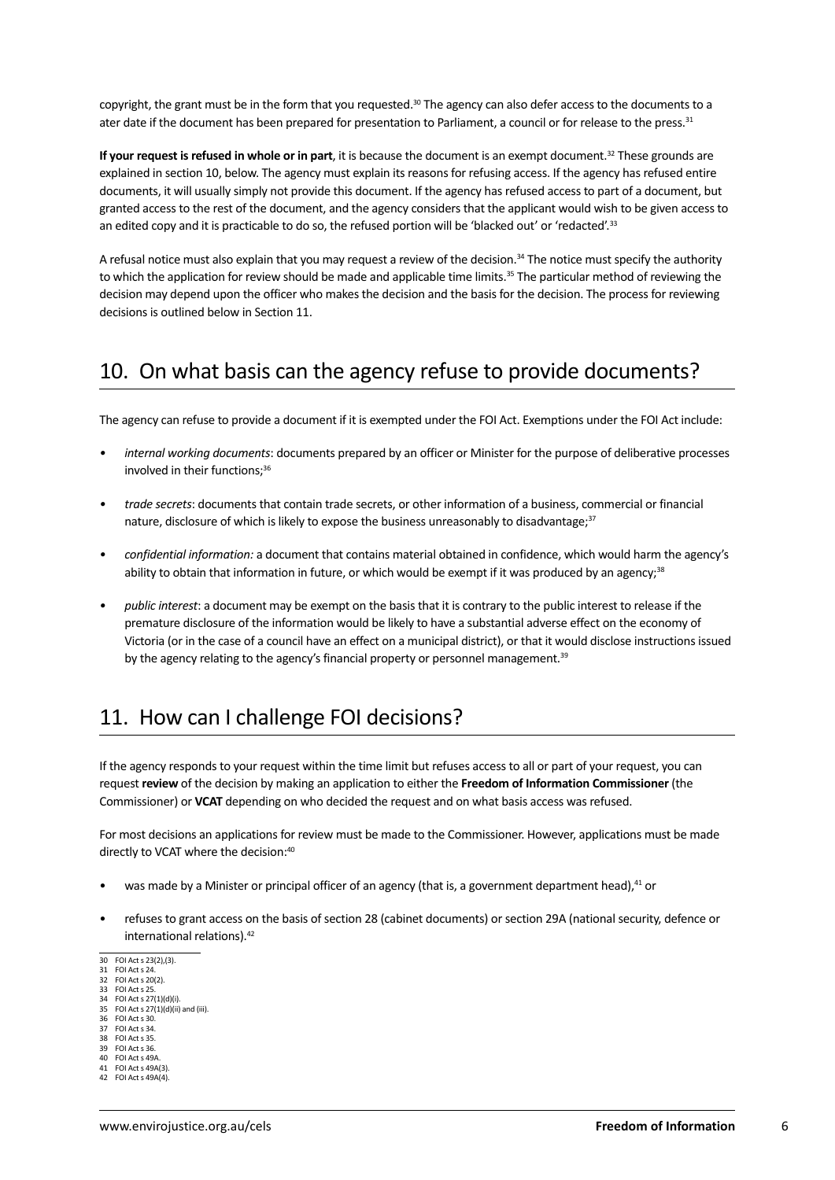copyright, the grant must be in the form that you requested.[30] The agency can also defer access to the documents to a ater date if the document has been prepared for presentation to Parliament, a council or for release to the press.[31]

**If your request is refused in whole or in part**, it is because the document is an exempt document.[32] These grounds are explained in section 10, below. The agency must explain its reasons for refusing access. If the agency has refused entire documents, it will usually simply not provide this document. If the agency has refused access to part of a document, but granted access to the rest of the document, and the agency considers that the applicant would wish to be given access to an edited copy and it is practicable to do so, the refused portion will be 'blacked out' or 'redacted'.[33]

A refusal notice must also explain that you may request a review of the decision.[34] The notice must specify the authority to which the application for review should be made and applicable time limits.[35] The particular method of reviewing the decision may depend upon the officer who makes the decision and the basis for the decision. The process for reviewing decisions is outlined below in Section 11.

## 10. On what basis can the agency refuse to provide documents?

The agency can refuse to provide a document if it is exempted under the FOI Act. Exemptions under the FOI Act include:

- *internal working documents*: documents prepared by an officer or Minister for the purpose of deliberative processes involved in their functions;[36]
- *trade secrets*: documents that contain trade secrets, or other information of a business, commercial or financial nature, disclosure of which is likely to expose the business unreasonably to disadvantage;[37]
- *confidential information:* a document that contains material obtained in confidence, which would harm the agency's ability to obtain that information in future, or which would be exempt if it was produced by an agency;[38]
- *public interest*: a document may be exempt on the basis that it is contrary to the public interest to release if the premature disclosure of the information would be likely to have a substantial adverse effect on the economy of Victoria (or in the case of a council have an effect on a municipal district), or that it would disclose instructions issued by the agency relating to the agency's financial property or personnel management.[39]

## 11. How can I challenge FOI decisions?

If the agency responds to your request within the time limit but refuses access to all or part of your request, you can request **review** of the decision by making an application to either the **Freedom of Information Commissioner** (the Commissioner) or **VCAT** depending on who decided the request and on what basis access was refused.

For most decisions an applications for review must be made to the Commissioner. However, applications must be made directly to VCAT where the decision:[40]

- was made by a Minister or principal officer of an agency (that is, a government department head),[41] or
- refuses to grant access on the basis of section 28 (cabinet documents) or section 29A (national security, defence or international relations).[42]

---

30 FOI Act s 23(2),(3).
31 FOI Act s 24.
32 FOI Act s 20(2).
33 FOI Act s 25.
34 FOI Act s 27(1)(d)(i).
35 FOI Act s 27(1)(d)(ii) and (iii).
36 FOI Act s 30.
37 FOI Act s 34.
38 FOI Act s 35.
39 FOI Act s 36.
40 FOI Act s 49A.
41 FOI Act s 49A(3).
42 FOI Act s 49A(4).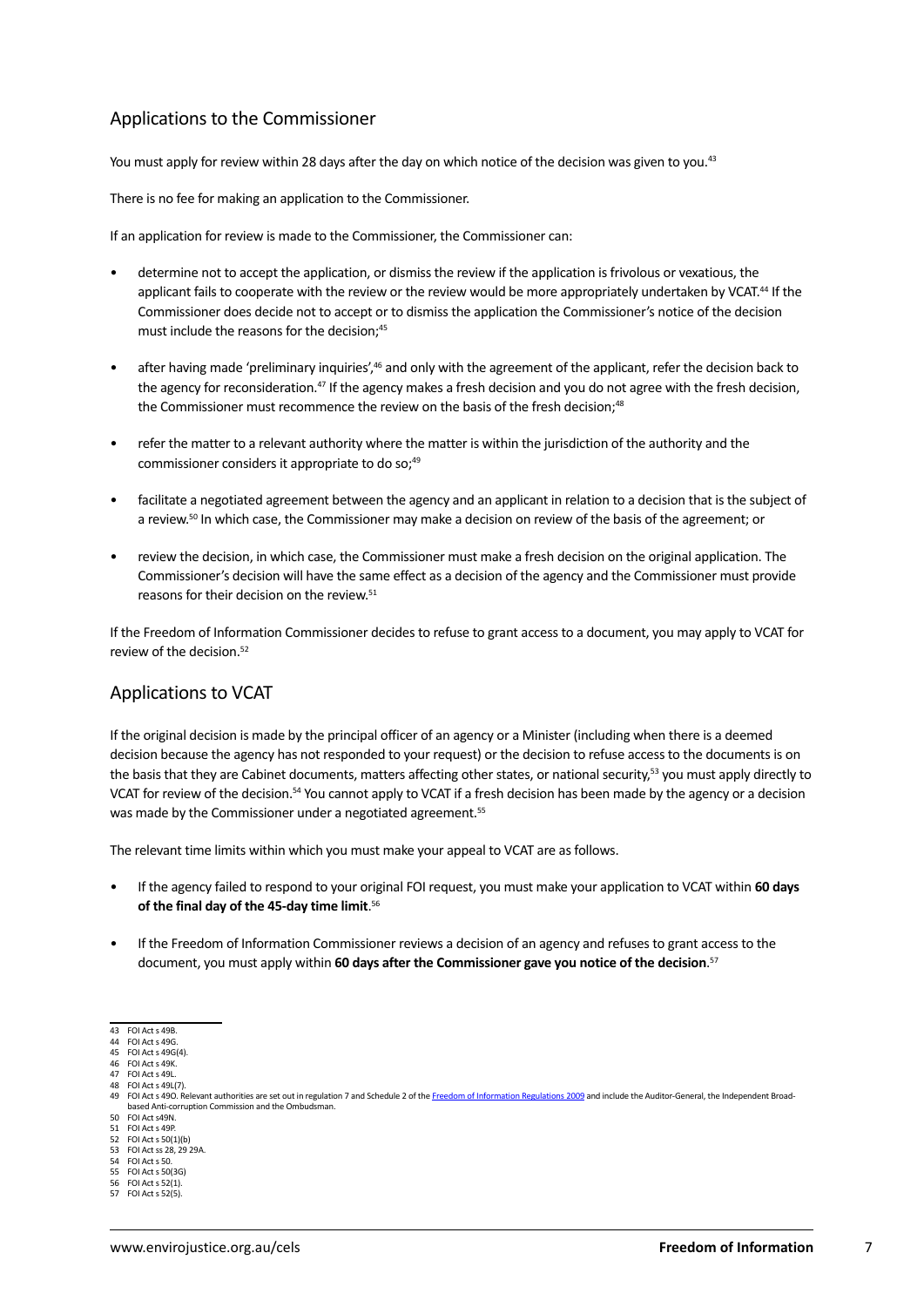## Applications to the Commissioner

You must apply for review within 28 days after the day on which notice of the decision was given to you.[43]

There is no fee for making an application to the Commissioner.

If an application for review is made to the Commissioner, the Commissioner can:

- determine not to accept the application, or dismiss the review if the application is frivolous or vexatious, the applicant fails to cooperate with the review or the review would be more appropriately undertaken by VCAT.[44] If the Commissioner does decide not to accept or to dismiss the application the Commissioner's notice of the decision must include the reasons for the decision;[45]
- after having made 'preliminary inquiries',[46] and only with the agreement of the applicant, refer the decision back to the agency for reconsideration.[47] If the agency makes a fresh decision and you do not agree with the fresh decision, the Commissioner must recommence the review on the basis of the fresh decision;[48]
- refer the matter to a relevant authority where the matter is within the jurisdiction of the authority and the commissioner considers it appropriate to do so;[49]
- facilitate a negotiated agreement between the agency and an applicant in relation to a decision that is the subject of a review.[50] In which case, the Commissioner may make a decision on review of the basis of the agreement; or
- review the decision, in which case, the Commissioner must make a fresh decision on the original application. The Commissioner's decision will have the same effect as a decision of the agency and the Commissioner must provide reasons for their decision on the review.[51]

If the Freedom of Information Commissioner decides to refuse to grant access to a document, you may apply to VCAT for review of the decision.[52]

## Applications to VCAT

If the original decision is made by the principal officer of an agency or a Minister (including when there is a deemed decision because the agency has not responded to your request) or the decision to refuse access to the documents is on the basis that they are Cabinet documents, matters affecting other states, or national security,[53] you must apply directly to VCAT for review of the decision.[54] You cannot apply to VCAT if a fresh decision has been made by the agency or a decision was made by the Commissioner under a negotiated agreement.[55]

The relevant time limits within which you must make your appeal to VCAT are as follows.

- If the agency failed to respond to your original FOI request, you must make your application to VCAT within **60 days of the final day of the 45-day time limit**.[56]
- If the Freedom of Information Commissioner reviews a decision of an agency and refuses to grant access to the document, you must apply within **60 days after the Commissioner gave you notice of the decision**.[57]

---

43 FOI Act s 49B.
44 FOI Act s 49G.
45 FOI Act s 49G(4).
46 FOI Act s 49K.
47 FOI Act s 49L.
48 FOI Act s 49L(7).
49 FOI Act s 49O. Relevant authorities are set out in regulation 7 and Schedule 2 of the Freedom of Information Regulations 2009 and include the Auditor-General, the Independent Broad-based Anti-corruption Commission and the Ombudsman.
50 FOI Act s49N.
51 FOI Act s 49P.
52 FOI Act s 50(1)(b)
53 FOI Act ss 28, 29 29A.
54 FOI Act s 50.
55 FOI Act s 50(3G)
56 FOI Act s 52(1).
57 FOI Act s 52(5).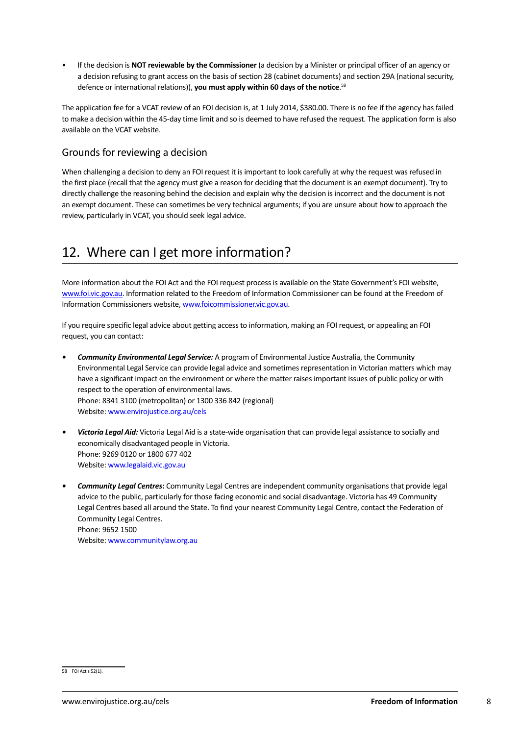- If the decision is **NOT reviewable by the Commissioner** (a decision by a Minister or principal officer of an agency or a decision refusing to grant access on the basis of section 28 (cabinet documents) and section 29A (national security, defence or international relations)), **you must apply within 60 days of the notice**.[58]

The application fee for a VCAT review of an FOI decision is, at 1 July 2014, $380.00. There is no fee if the agency has failed to make a decision within the 45-day time limit and so is deemed to have refused the request. The application form is also available on the VCAT website.

### Grounds for reviewing a decision

When challenging a decision to deny an FOI request it is important to look carefully at why the request was refused in the first place (recall that the agency must give a reason for deciding that the document is an exempt document). Try to directly challenge the reasoning behind the decision and explain why the decision is incorrect and the document is not an exempt document. These can sometimes be very technical arguments; if you are unsure about how to approach the review, particularly in VCAT, you should seek legal advice.

## 12. Where can I get more information?

More information about the FOI Act and the FOI request process is available on the State Government's FOI website, www.foi.vic.gov.au. Information related to the Freedom of Information Commissioner can be found at the Freedom of Information Commissioners website, www.foicommissioner.vic.gov.au.

If you require specific legal advice about getting access to information, making an FOI request, or appealing an FOI request, you can contact:

- ***Community Environmental Legal Service:*** A program of Environmental Justice Australia, the Community Environmental Legal Service can provide legal advice and sometimes representation in Victorian matters which may have a significant impact on the environment or where the matter raises important issues of public policy or with respect to the operation of environmental laws.
  Phone: 8341 3100 (metropolitan) or 1300 336 842 (regional)
  Website: www.envirojustice.org.au/cels

- ***Victoria Legal Aid:*** Victoria Legal Aid is a state-wide organisation that can provide legal assistance to socially and economically disadvantaged people in Victoria.
  Phone: 9269 0120 or 1800 677 402
  Website: www.legalaid.vic.gov.au

- ***Community Legal Centres*****:** Community Legal Centres are independent community organisations that provide legal advice to the public, particularly for those facing economic and social disadvantage. Victoria has 49 Community Legal Centres based all around the State. To find your nearest Community Legal Centre, contact the Federation of Community Legal Centres.
  Phone: 9652 1500
  Website: www.communitylaw.org.au

---

58 FOI Act s 52(1).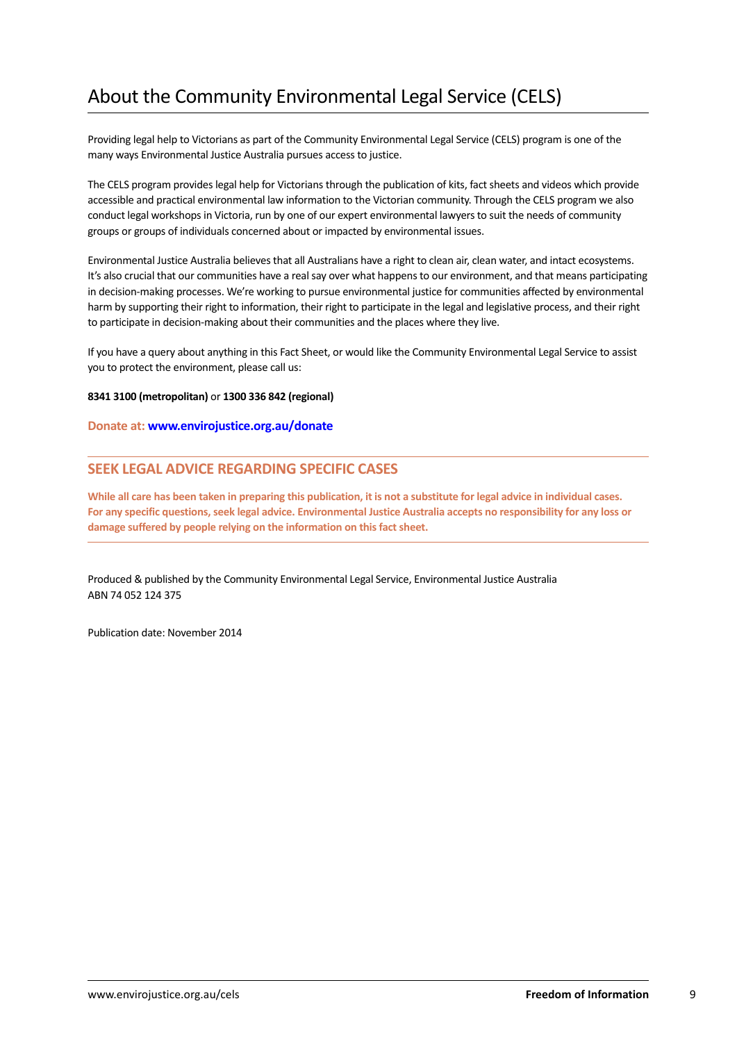# About the Community Environmental Legal Service (CELS)

Providing legal help to Victorians as part of the Community Environmental Legal Service (CELS) program is one of the many ways Environmental Justice Australia pursues access to justice.

The CELS program provides legal help for Victorians through the publication of kits, fact sheets and videos which provide accessible and practical environmental law information to the Victorian community. Through the CELS program we also conduct legal workshops in Victoria, run by one of our expert environmental lawyers to suit the needs of community groups or groups of individuals concerned about or impacted by environmental issues.

Environmental Justice Australia believes that all Australians have a right to clean air, clean water, and intact ecosystems. It's also crucial that our communities have a real say over what happens to our environment, and that means participating in decision-making processes. We're working to pursue environmental justice for communities affected by environmental harm by supporting their right to information, their right to participate in the legal and legislative process, and their right to participate in decision-making about their communities and the places where they live.

If you have a query about anything in this Fact Sheet, or would like the Community Environmental Legal Service to assist you to protect the environment, please call us:

**8341 3100 (metropolitan)** or **1300 336 842 (regional)**

**Donate at: www.envirojustice.org.au/donate**

## SEEK LEGAL ADVICE REGARDING SPECIFIC CASES

**While all care has been taken in preparing this publication, it is not a substitute for legal advice in individual cases. For any specific questions, seek legal advice. Environmental Justice Australia accepts no responsibility for any loss or damage suffered by people relying on the information on this fact sheet.**

Produced & published by the Community Environmental Legal Service, Environmental Justice Australia
ABN 74 052 124 375

Publication date: November 2014